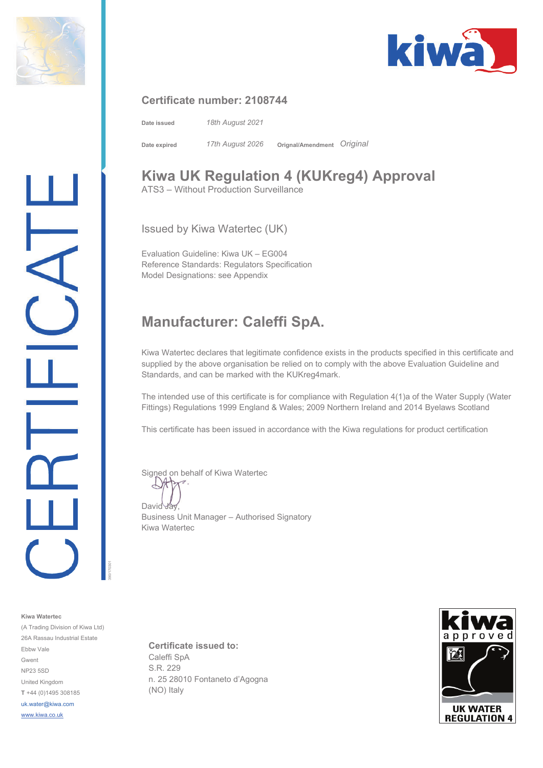CERTIFICATE

### Certificate number: 2108744

**Date issued** *18th August 2021*

**Date expired** *17th August 2026* **Orignal/Amendment** *Original*

# Kiwa UK Regulation 4 (KUKreg4) Approval

ATS3 – Without Production Surveillance

Issued by Kiwa Watertec (UK)

Evaluation Guideline: Kiwa UK – EG004
Reference Standards: Regulators Specification
Model Designations: see Appendix

## Manufacturer: Caleffi SpA.

Kiwa Watertec declares that legitimate confidence exists in the products specified in this certificate and supplied by the above organisation be relied on to comply with the above Evaluation Guideline and Standards, and can be marked with the KUKreg4mark.

The intended use of this certificate is for compliance with Regulation 4(1)a of the Water Supply (Water Fittings) Regulations 1999 England & Wales; 2009 Northern Ireland and 2014 Byelaws Scotland

This certificate has been issued in accordance with the Kiwa regulations for product certification

Signed on behalf of Kiwa Watertec

David Jay,
Business Unit Manager – Authorised Signatory
Kiwa Watertec

**Certificate issued to:**
Caleffi SpA
S.R. 229
n. 25 28010 Fontaneto d'Agogna
(NO) Italy

**Kiwa Watertec**
(A Trading Division of Kiwa Ltd)
26A Rassau Industrial Estate
Ebbw Vale
Gwent
NP23 5SD
United Kingdom
**T** +44 (0)1495 308185
uk.water@kiwa.com
www.kiwa.co.uk

kiwa approved
UK WATER REGULATION 4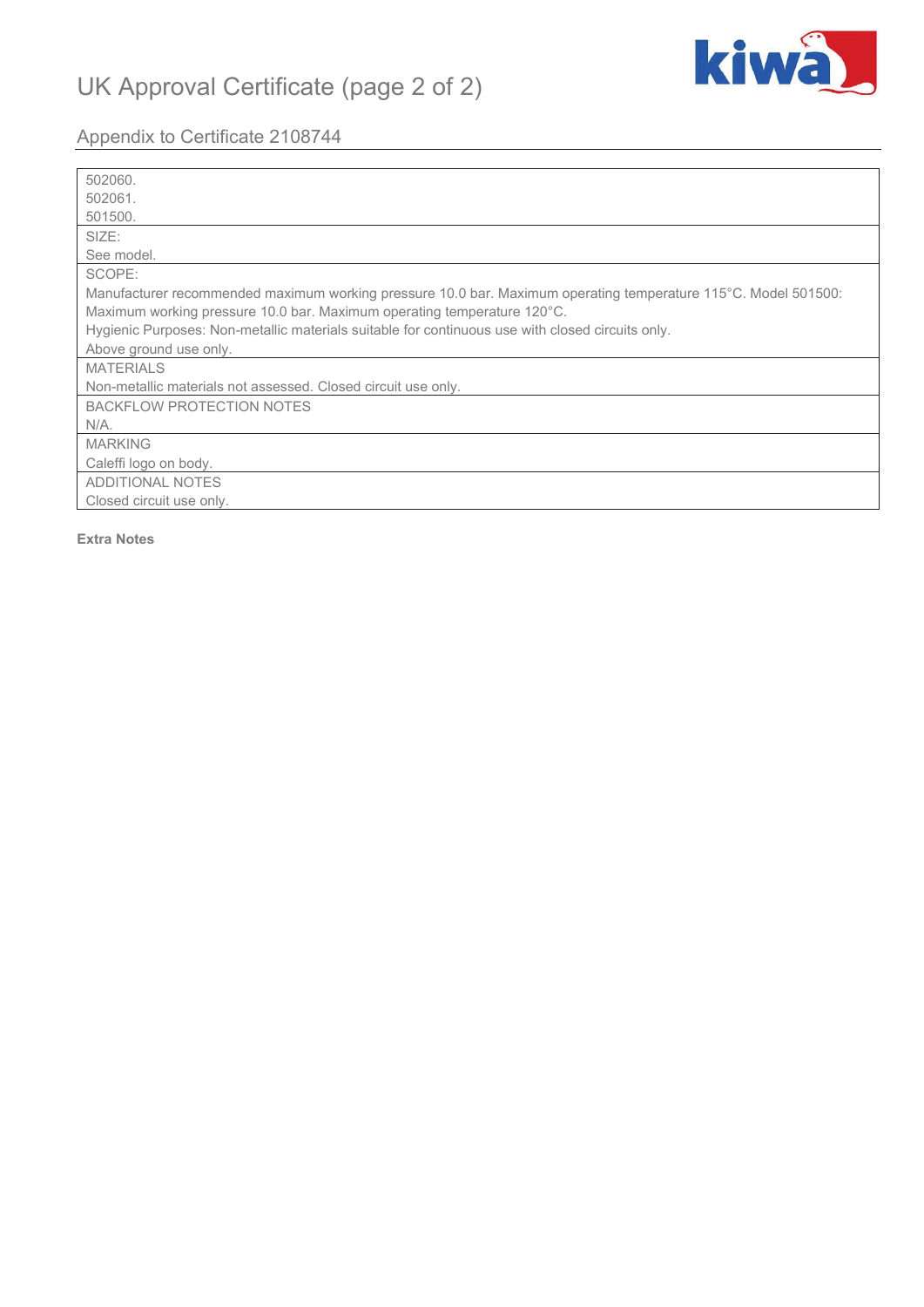# UK Approval Certificate (page 2 of 2)

## Appendix to Certificate 2108744

| |
|---|
| 502060.<br>502061.<br>501500. |
| SIZE:<br>See model. |
| SCOPE:<br>Manufacturer recommended maximum working pressure 10.0 bar. Maximum operating temperature 115°C. Model 501500: Maximum working pressure 10.0 bar. Maximum operating temperature 120°C.<br>Hygienic Purposes: Non-metallic materials suitable for continuous use with closed circuits only.<br>Above ground use only. |
| MATERIALS<br>Non-metallic materials not assessed. Closed circuit use only. |
| BACKFLOW PROTECTION NOTES<br>N/A. |
| MARKING<br>Caleffi logo on body. |
| ADDITIONAL NOTES<br>Closed circuit use only. |

**Extra Notes**